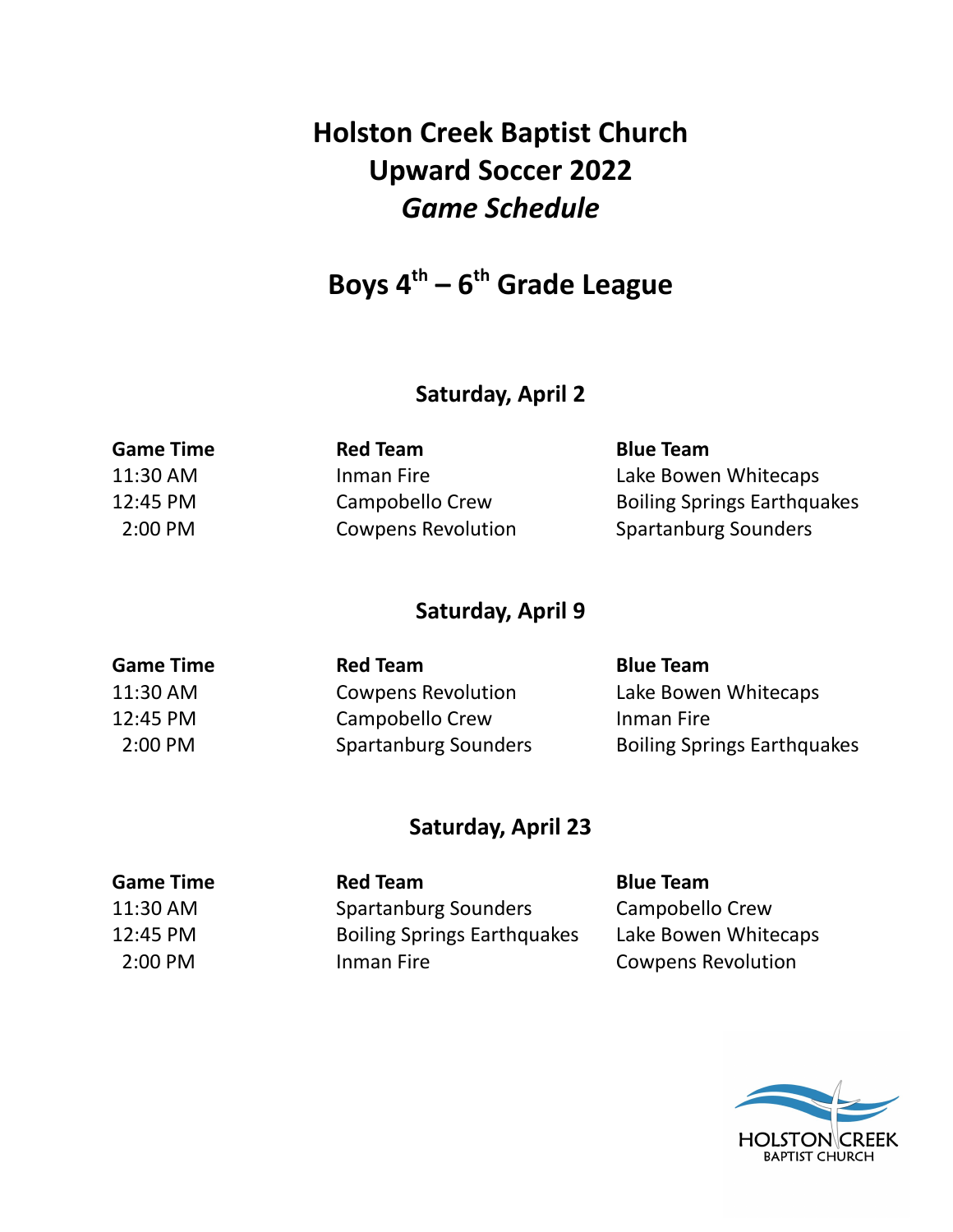# Holston Creek Baptist Church
# Upward Soccer 2022
# *Game Schedule*

## Boys 4$^{th}$ – 6$^{th}$ Grade League

### Saturday, April 2

| Game Time | Red Team | Blue Team |
|---|---|---|
| 11:30 AM | Inman Fire | Lake Bowen Whitecaps |
| 12:45 PM | Campobello Crew | Boiling Springs Earthquakes |
| 2:00 PM | Cowpens Revolution | Spartanburg Sounders |

### Saturday, April 9

| Game Time | Red Team | Blue Team |
|---|---|---|
| 11:30 AM | Cowpens Revolution | Lake Bowen Whitecaps |
| 12:45 PM | Campobello Crew | Inman Fire |
| 2:00 PM | Spartanburg Sounders | Boiling Springs Earthquakes |

### Saturday, April 23

| Game Time | Red Team | Blue Team |
|---|---|---|
| 11:30 AM | Spartanburg Sounders | Campobello Crew |
| 12:45 PM | Boiling Springs Earthquakes | Lake Bowen Whitecaps |
| 2:00 PM | Inman Fire | Cowpens Revolution |

HOLSTON CREEK
BAPTIST CHURCH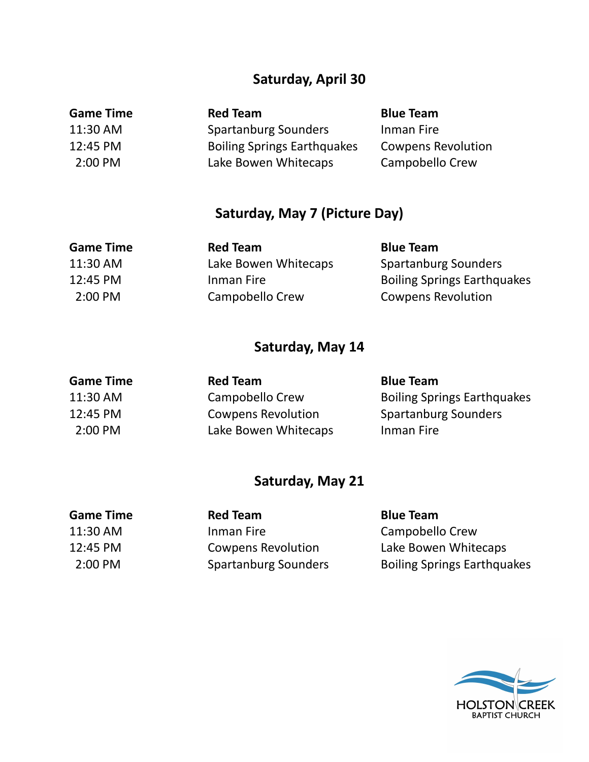## Saturday, April 30

| Game Time | Red Team | Blue Team |
|---|---|---|
| 11:30 AM | Spartanburg Sounders | Inman Fire |
| 12:45 PM | Boiling Springs Earthquakes | Cowpens Revolution |
| 2:00 PM | Lake Bowen Whitecaps | Campobello Crew |

## Saturday, May 7 (Picture Day)

| Game Time | Red Team | Blue Team |
|---|---|---|
| 11:30 AM | Lake Bowen Whitecaps | Spartanburg Sounders |
| 12:45 PM | Inman Fire | Boiling Springs Earthquakes |
| 2:00 PM | Campobello Crew | Cowpens Revolution |

## Saturday, May 14

| Game Time | Red Team | Blue Team |
|---|---|---|
| 11:30 AM | Campobello Crew | Boiling Springs Earthquakes |
| 12:45 PM | Cowpens Revolution | Spartanburg Sounders |
| 2:00 PM | Lake Bowen Whitecaps | Inman Fire |

## Saturday, May 21

| Game Time | Red Team | Blue Team |
|---|---|---|
| 11:30 AM | Inman Fire | Campobello Crew |
| 12:45 PM | Cowpens Revolution | Lake Bowen Whitecaps |
| 2:00 PM | Spartanburg Sounders | Boiling Springs Earthquakes |

HOLSTON CREEK
BAPTIST CHURCH